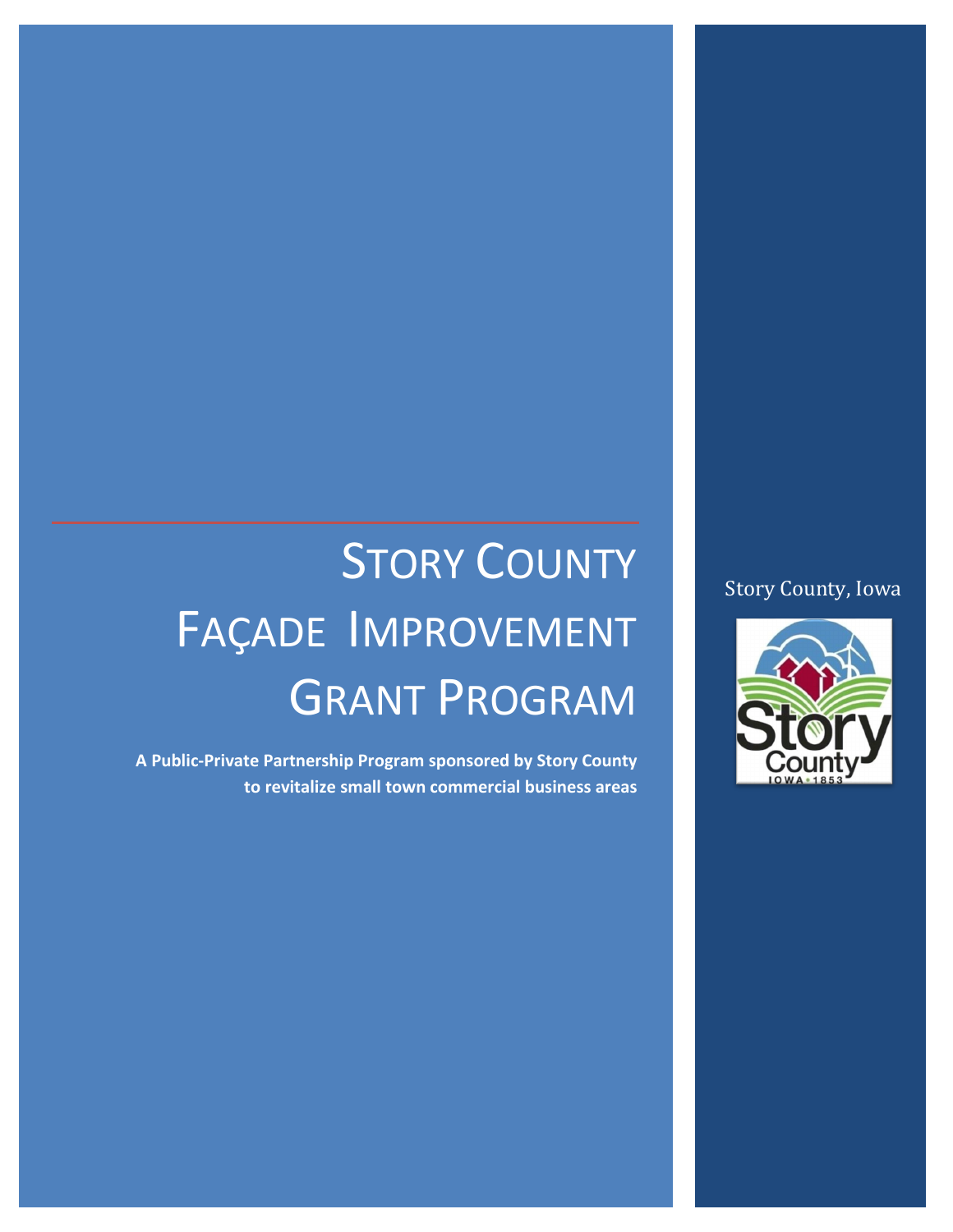# Story County Façade Improvement Grant Program

**A Public-Private Partnership Program sponsored by Story County to revitalize small town commercial business areas**

Story County, Iowa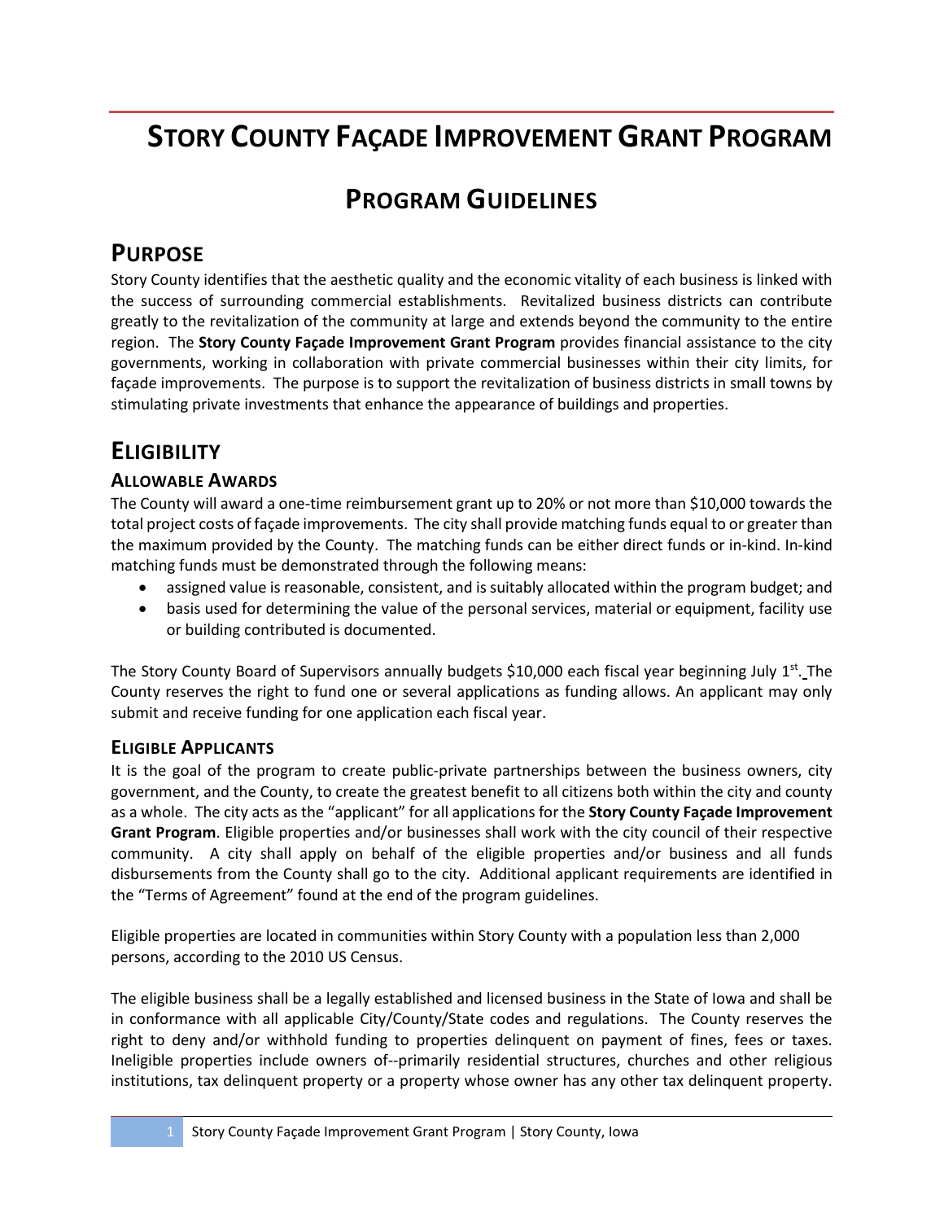# STORY COUNTY FAÇADE IMPROVEMENT GRANT PROGRAM

## PROGRAM GUIDELINES

## PURPOSE

Story County identifies that the aesthetic quality and the economic vitality of each business is linked with the success of surrounding commercial establishments. Revitalized business districts can contribute greatly to the revitalization of the community at large and extends beyond the community to the entire region. The **Story County Façade Improvement Grant Program** provides financial assistance to the city governments, working in collaboration with private commercial businesses within their city limits, for façade improvements. The purpose is to support the revitalization of business districts in small towns by stimulating private investments that enhance the appearance of buildings and properties.

## ELIGIBILITY

### ALLOWABLE AWARDS

The County will award a one-time reimbursement grant up to 20% or not more than $10,000 towards the total project costs of façade improvements. The city shall provide matching funds equal to or greater than the maximum provided by the County. The matching funds can be either direct funds or in-kind. In-kind matching funds must be demonstrated through the following means:

- assigned value is reasonable, consistent, and is suitably allocated within the program budget; and
- basis used for determining the value of the personal services, material or equipment, facility use or building contributed is documented.

The Story County Board of Supervisors annually budgets $10,000 each fiscal year beginning July 1st. The County reserves the right to fund one or several applications as funding allows. An applicant may only submit and receive funding for one application each fiscal year.

### ELIGIBLE APPLICANTS

It is the goal of the program to create public-private partnerships between the business owners, city government, and the County, to create the greatest benefit to all citizens both within the city and county as a whole. The city acts as the "applicant" for all applications for the **Story County Façade Improvement Grant Program**. Eligible properties and/or businesses shall work with the city council of their respective community. A city shall apply on behalf of the eligible properties and/or business and all funds disbursements from the County shall go to the city. Additional applicant requirements are identified in the "Terms of Agreement" found at the end of the program guidelines.

Eligible properties are located in communities within Story County with a population less than 2,000 persons, according to the 2010 US Census.

The eligible business shall be a legally established and licensed business in the State of Iowa and shall be in conformance with all applicable City/County/State codes and regulations. The County reserves the right to deny and/or withhold funding to properties delinquent on payment of fines, fees or taxes. Ineligible properties include owners of--primarily residential structures, churches and other religious institutions, tax delinquent property or a property whose owner has any other tax delinquent property.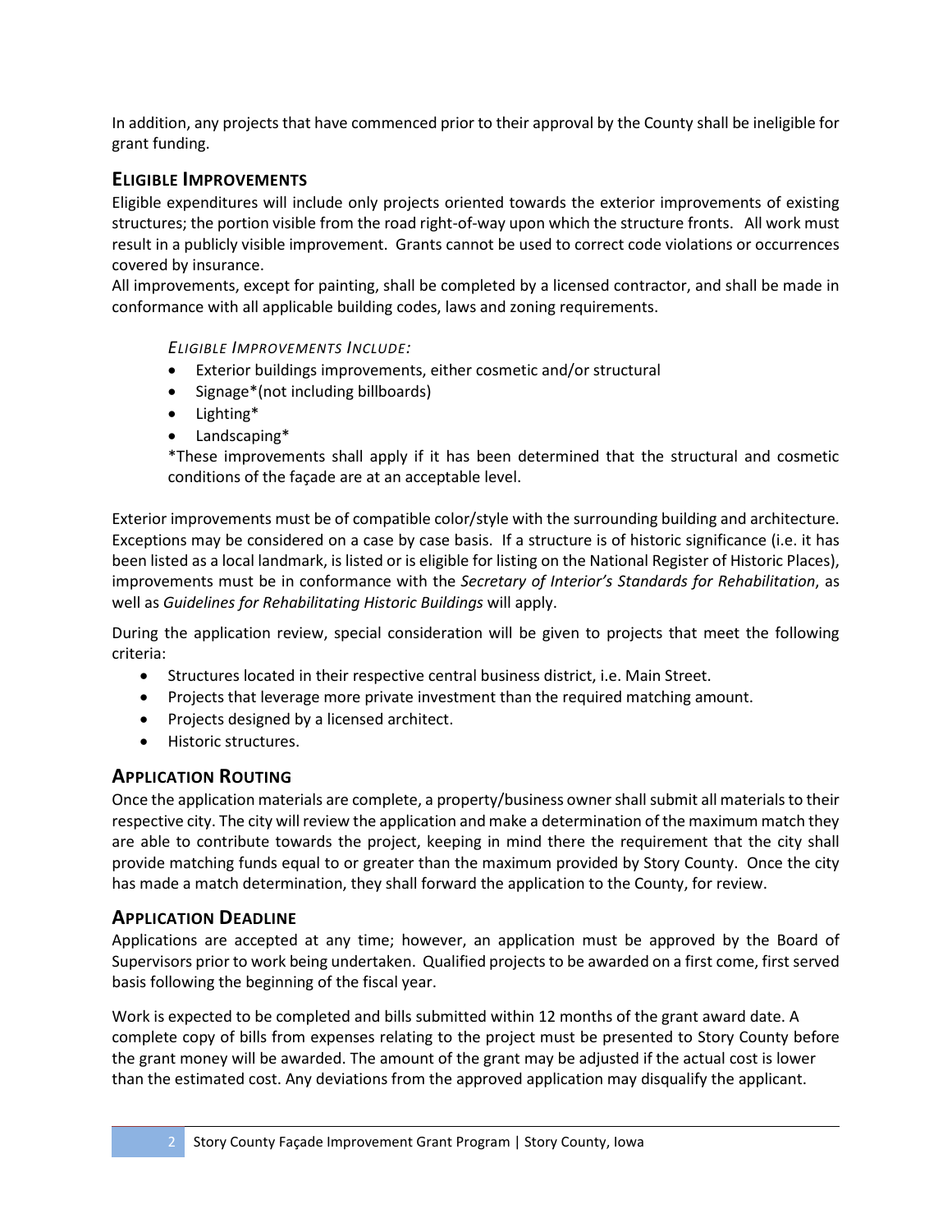In addition, any projects that have commenced prior to their approval by the County shall be ineligible for grant funding.

## Eligible Improvements

Eligible expenditures will include only projects oriented towards the exterior improvements of existing structures; the portion visible from the road right-of-way upon which the structure fronts. All work must result in a publicly visible improvement. Grants cannot be used to correct code violations or occurrences covered by insurance.

All improvements, except for painting, shall be completed by a licensed contractor, and shall be made in conformance with all applicable building codes, laws and zoning requirements.

*Eligible Improvements Include:*

- Exterior buildings improvements, either cosmetic and/or structural
- Signage*(not including billboards)
- Lighting*
- Landscaping*

*These improvements shall apply if it has been determined that the structural and cosmetic conditions of the façade are at an acceptable level.

Exterior improvements must be of compatible color/style with the surrounding building and architecture. Exceptions may be considered on a case by case basis. If a structure is of historic significance (i.e. it has been listed as a local landmark, is listed or is eligible for listing on the National Register of Historic Places), improvements must be in conformance with the *Secretary of Interior's Standards for Rehabilitation*, as well as *Guidelines for Rehabilitating Historic Buildings* will apply.

During the application review, special consideration will be given to projects that meet the following criteria:

- Structures located in their respective central business district, i.e. Main Street.
- Projects that leverage more private investment than the required matching amount.
- Projects designed by a licensed architect.
- Historic structures.

## Application Routing

Once the application materials are complete, a property/business owner shall submit all materials to their respective city. The city will review the application and make a determination of the maximum match they are able to contribute towards the project, keeping in mind there the requirement that the city shall provide matching funds equal to or greater than the maximum provided by Story County. Once the city has made a match determination, they shall forward the application to the County, for review.

## Application Deadline

Applications are accepted at any time; however, an application must be approved by the Board of Supervisors prior to work being undertaken. Qualified projects to be awarded on a first come, first served basis following the beginning of the fiscal year.

Work is expected to be completed and bills submitted within 12 months of the grant award date. A complete copy of bills from expenses relating to the project must be presented to Story County before the grant money will be awarded. The amount of the grant may be adjusted if the actual cost is lower than the estimated cost. Any deviations from the approved application may disqualify the applicant.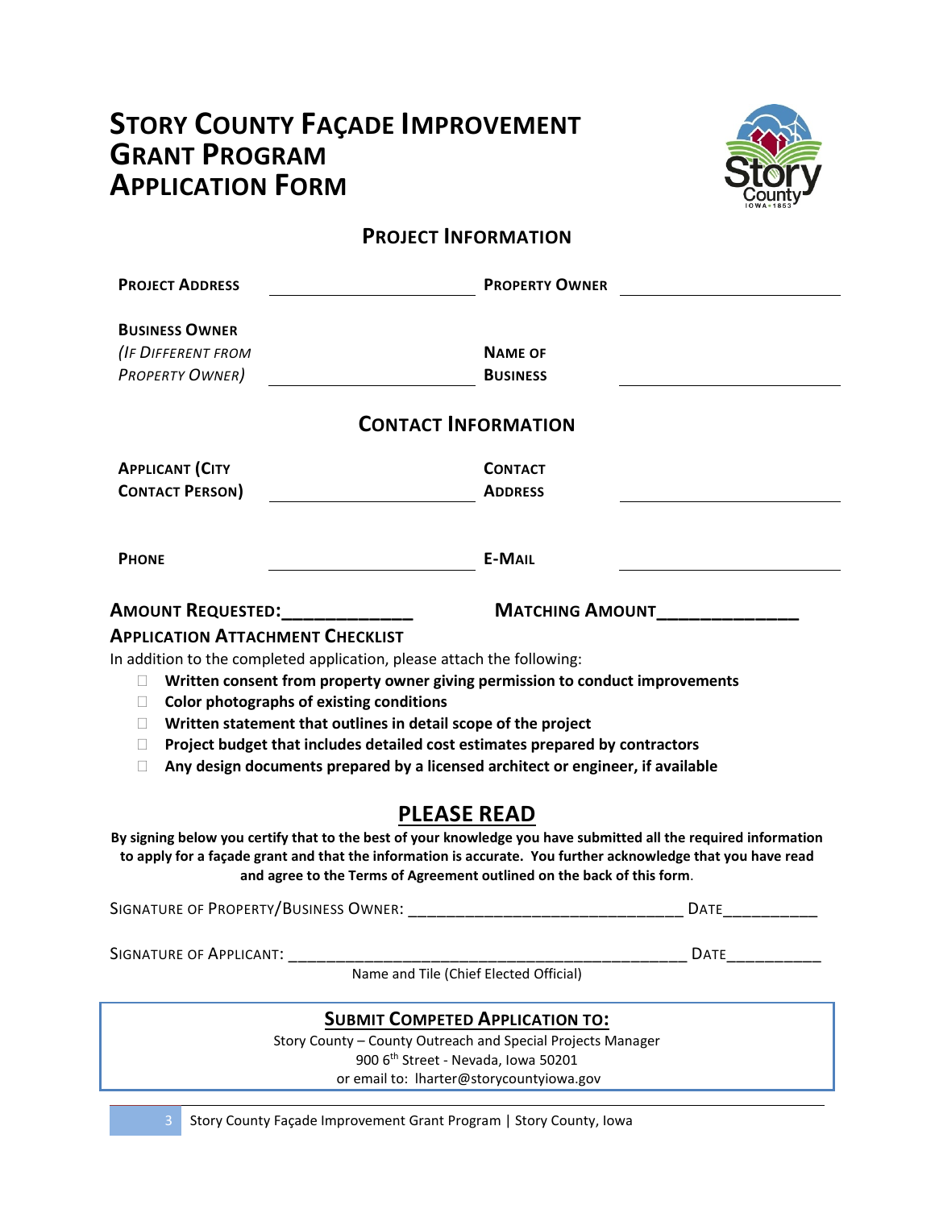# Story County Façade Improvement Grant Program Application Form

## Project Information

| | | | |
|---|---|---|---|
| **Project Address** | | **Property Owner** | |
| **Business Owner** *(If Different from Property Owner)* | | **Name of Business** | |

## Contact Information

| | | | |
|---|---|---|---|
| **Applicant (City Contact Person)** | | **Contact Address** | |
| **Phone** | | **E-Mail** | |

**Amount Requested:_____________** **Matching Amount______________**

### Application Attachment Checklist

In addition to the completed application, please attach the following:

- ☐ **Written consent from property owner giving permission to conduct improvements**
- ☐ **Color photographs of existing conditions**
- ☐ **Written statement that outlines in detail scope of the project**
- ☐ **Project budget that includes detailed cost estimates prepared by contractors**
- ☐ **Any design documents prepared by a licensed architect or engineer, if available**

## PLEASE READ

**By signing below you certify that to the best of your knowledge you have submitted all the required information to apply for a façade grant and that the information is accurate. You further acknowledge that you have read and agree to the Terms of Agreement outlined on the back of this form.**

Signature of Property/Business Owner: ______________________________ Date__________

Signature of Applicant: _____________________________________________ Date__________

Name and Tile (Chief Elected Official)

**Submit Competed Application to:**

Story County – County Outreach and Special Projects Manager
900 6th Street - Nevada, Iowa 50201
or email to: lharter@storycountyiowa.gov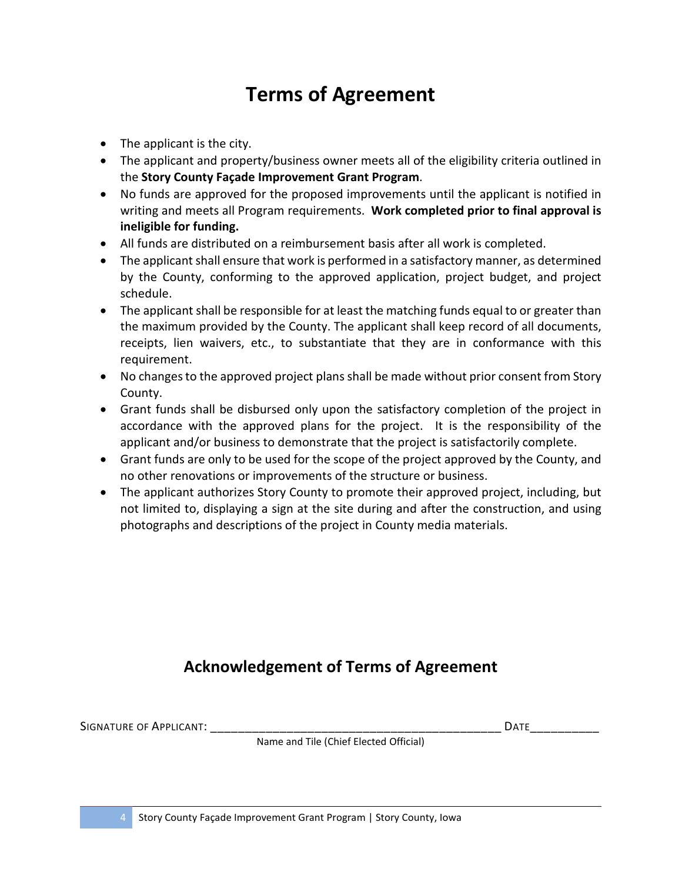# Terms of Agreement

- The applicant is the city.
- The applicant and property/business owner meets all of the eligibility criteria outlined in the **Story County Façade Improvement Grant Program**.
- No funds are approved for the proposed improvements until the applicant is notified in writing and meets all Program requirements. **Work completed prior to final approval is ineligible for funding.**
- All funds are distributed on a reimbursement basis after all work is completed.
- The applicant shall ensure that work is performed in a satisfactory manner, as determined by the County, conforming to the approved application, project budget, and project schedule.
- The applicant shall be responsible for at least the matching funds equal to or greater than the maximum provided by the County. The applicant shall keep record of all documents, receipts, lien waivers, etc., to substantiate that they are in conformance with this requirement.
- No changes to the approved project plans shall be made without prior consent from Story County.
- Grant funds shall be disbursed only upon the satisfactory completion of the project in accordance with the approved plans for the project. It is the responsibility of the applicant and/or business to demonstrate that the project is satisfactorily complete.
- Grant funds are only to be used for the scope of the project approved by the County, and no other renovations or improvements of the structure or business.
- The applicant authorizes Story County to promote their approved project, including, but not limited to, displaying a sign at the site during and after the construction, and using photographs and descriptions of the project in County media materials.

## Acknowledgement of Terms of Agreement

SIGNATURE OF APPLICANT: ____________________________________________ DATE__________

Name and Tile (Chief Elected Official)